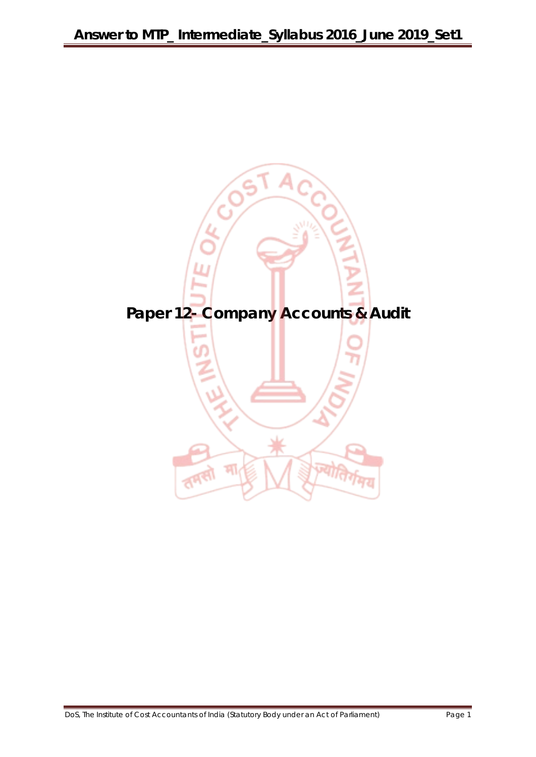# Paper 12- Company Accounts & Audit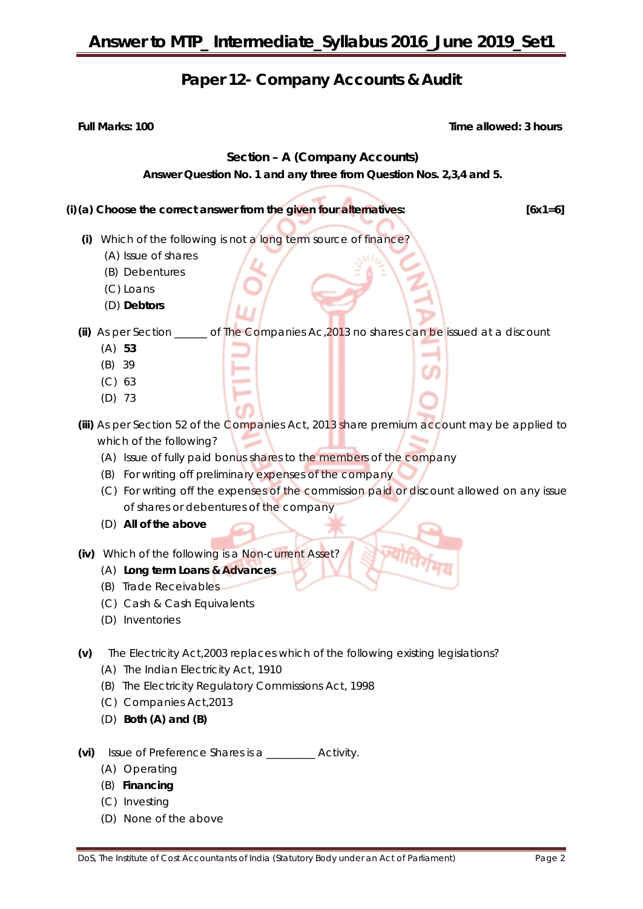## Paper 12- Company Accounts & Audit

**Full Marks: 100** **Time allowed: 3 hours**

### Section – A (Company Accounts)

**Answer Question No. 1 and any three from Question Nos. 2,3,4 and 5.**

**(i)(a) Choose the correct answer from the given four alternatives:** **[6x1=6]**

**(i)** Which of the following is not a long term source of finance?
- (A) Issue of shares
- (B) Debentures
- (C) Loans
- (D) **Debtors**

**(ii)** As per Section ______ of The Companies Ac,2013 no shares can be issued at a discount
- (A) **53**
- (B) 39
- (C) 63
- (D) 73

**(iii)** As per Section 52 of the Companies Act, 2013 share premium account may be applied to which of the following?
- (A) Issue of fully paid bonus shares to the members of the company
- (B) For writing off preliminary expenses of the company
- (C) For writing off the expenses of the commission paid or discount allowed on any issue of shares or debentures of the company
- (D) **All of the above**

**(iv)** Which of the following is a Non-current Asset?
- (A) **Long term Loans & Advances**
- (B) Trade Receivables
- (C) Cash & Cash Equivalents
- (D) Inventories

**(v)** The Electricity Act,2003 replaces which of the following existing legislations?
- (A) The Indian Electricity Act, 1910
- (B) The Electricity Regulatory Commissions Act, 1998
- (C) Companies Act,2013
- (D) **Both (A) and (B)**

**(vi)** Issue of Preference Shares is a _________ Activity.
- (A) Operating
- (B) **Financing**
- (C) Investing
- (D) None of the above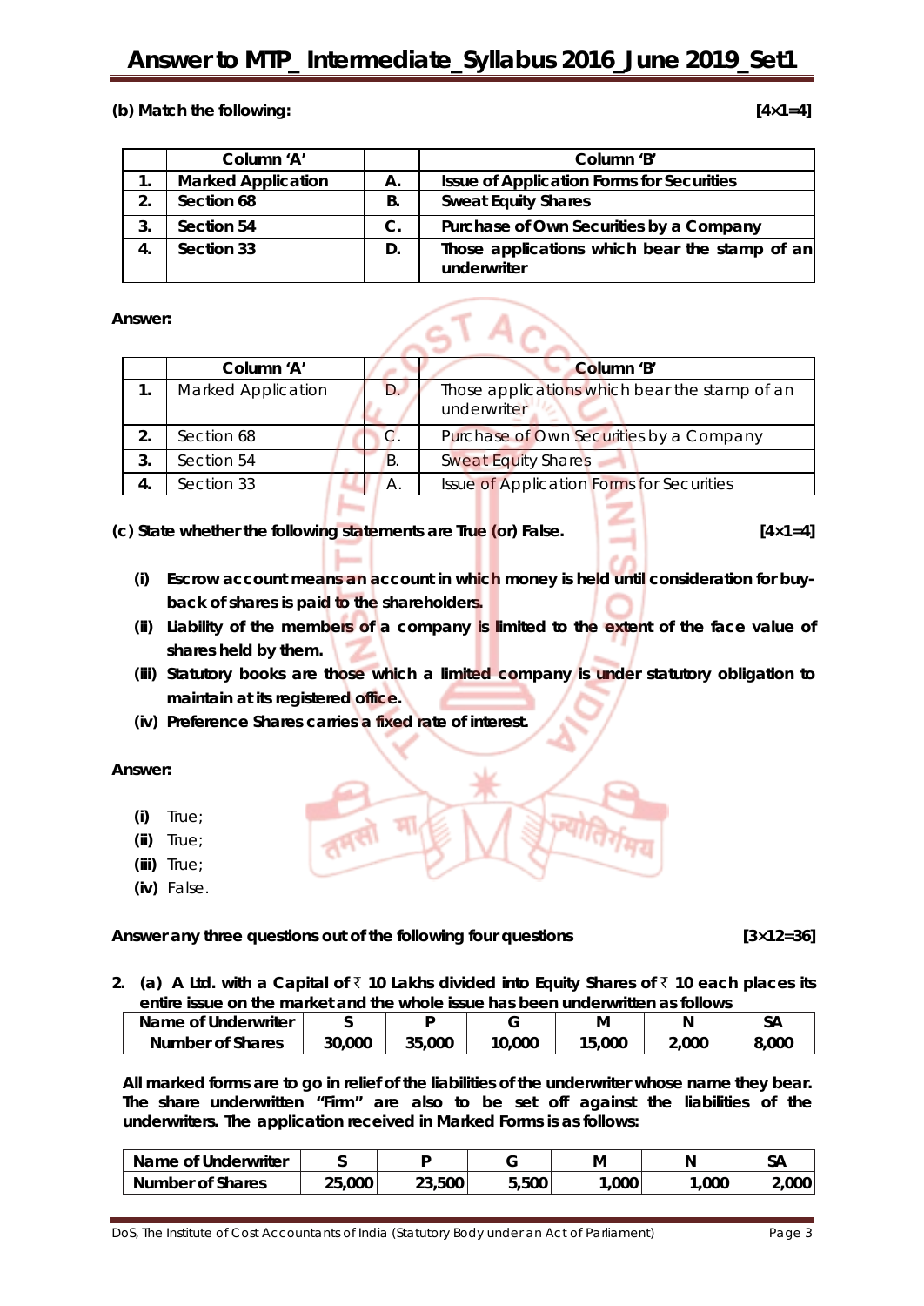**(b) Match the following:** **[4×1=4]**

| | Column 'A' | | Column 'B' |
|---|---|---|---|
| **1.** | **Marked Application** | **A.** | **Issue of Application Forms for Securities** |
| **2.** | **Section 68** | **B.** | **Sweat Equity Shares** |
| **3.** | **Section 54** | **C.** | **Purchase of Own Securities by a Company** |
| **4.** | **Section 33** | **D.** | **Those applications which bear the stamp of an underwriter** |

**Answer:**

| | Column 'A' | | Column 'B' |
|---|---|---|---|
| **1.** | Marked Application | D. | Those applications which bear the stamp of an underwriter |
| **2.** | Section 68 | C. | Purchase of Own Securities by a Company |
| **3.** | Section 54 | B. | Sweat Equity Shares |
| **4.** | Section 33 | A. | Issue of Application Forms for Securities |

**(c) State whether the following statements are True (or) False.** **[4×1=4]**

- **(i) Escrow account means an account in which money is held until consideration for buy-back of shares is paid to the shareholders.**
- **(ii) Liability of the members of a company is limited to the extent of the face value of shares held by them.**
- **(iii) Statutory books are those which a limited company is under statutory obligation to maintain at its registered office.**
- **(iv) Preference Shares carries a fixed rate of interest.**

**Answer:**

- **(i)** True;
- **(ii)** True;
- **(iii)** True;
- **(iv)** False.

**Answer any three questions out of the following four questions** **[3×12=36]**

**2. (a) A Ltd. with a Capital of ₹ 10 Lakhs divided into Equity Shares of ₹ 10 each places its entire issue on the market and the whole issue has been underwritten as follows**

| Name of Underwriter | S | P | G | M | N | SA |
|---|---|---|---|---|---|---|
| Number of Shares | 30,000 | 35,000 | 10,000 | 15,000 | 2,000 | 8,000 |

**All marked forms are to go in relief of the liabilities of the underwriter whose name they bear. The share underwritten "Firm" are also to be set off against the liabilities of the underwriters. The application received in Marked Forms is as follows:**

| Name of Underwriter | S | P | G | M | N | SA |
|---|---|---|---|---|---|---|
| Number of Shares | 25,000 | 23,500 | 5,500 | 1,000 | 1,000 | 2,000 |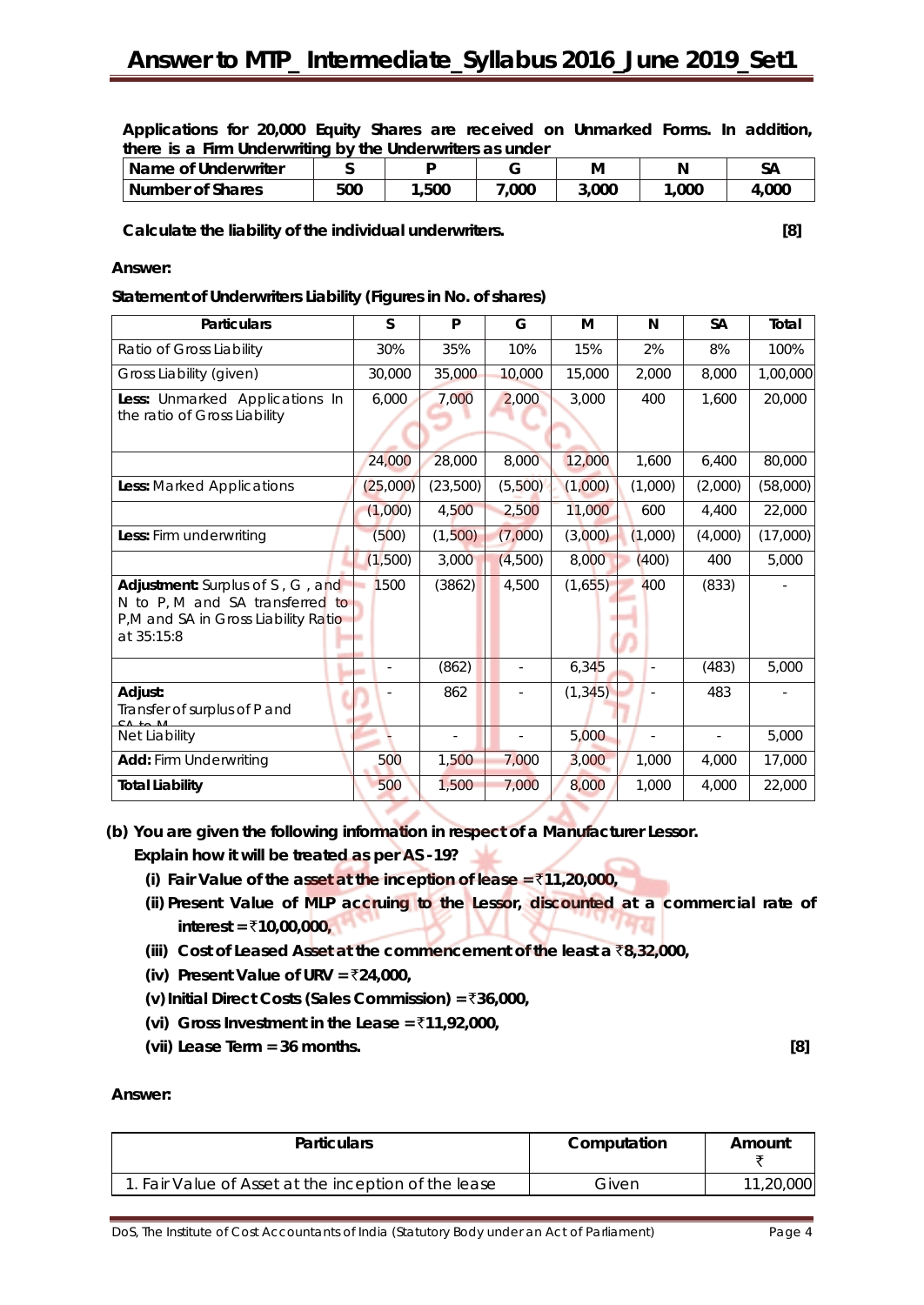Applications for 20,000 Equity Shares are received on Unmarked Forms. In addition, there is a Firm Underwriting by the Underwriters as under

| Name of Underwriter | S | P | G | M | N | SA |
|---|---|---|---|---|---|---|
| Number of Shares | 500 | 1,500 | 7,000 | 3,000 | 1,000 | 4,000 |

**Calculate the liability of the individual underwriters. [8]**

**Answer:**

**Statement of Underwriters Liability (Figures in No. of shares)**

| Particulars | S | P | G | M | N | SA | Total |
|---|---|---|---|---|---|---|---|
| Ratio of Gross Liability | 30% | 35% | 10% | 15% | 2% | 8% | 100% |
| Gross Liability (given) | 30,000 | 35,000 | 10,000 | 15,000 | 2,000 | 8,000 | 1,00,000 |
| **Less:** Unmarked Applications In the ratio of Gross Liability | 6,000 | 7,000 | 2,000 | 3,000 | 400 | 1,600 | 20,000 |
| | 24,000 | 28,000 | 8,000 | 12,000 | 1,600 | 6,400 | 80,000 |
| **Less:** Marked Applications | (25,000) | (23,500) | (5,500) | (1,000) | (1,000) | (2,000) | (58,000) |
| | (1,000) | 4,500 | 2,500 | 11,000 | 600 | 4,400 | 22,000 |
| **Less:** Firm underwriting | (500) | (1,500) | (7,000) | (3,000) | (1,000) | (4,000) | (17,000) |
| | (1,500) | 3,000 | (4,500) | 8,000 | (400) | 400 | 5,000 |
| **Adjustment:** Surplus of S , G , and N to P, M and SA transferred to P,M and SA in Gross Liability Ratio at 35:15:8 | 1500 | (3862) | 4,500 | (1,655) | 400 | (833) | - |
| | - | (862) | - | 6,345 | - | (483) | 5,000 |
| **Adjust:** Transfer of surplus of P and SA to M | - | 862 | - | (1,345) | - | 483 | - |
| Net Liability | - | - | - | 5,000 | - | - | 5,000 |
| **Add:** Firm Underwriting | 500 | 1,500 | 7,000 | 3,000 | 1,000 | 4,000 | 17,000 |
| **Total Liability** | 500 | 1,500 | 7,000 | 8,000 | 1,000 | 4,000 | 22,000 |

**(b) You are given the following information in respect of a Manufacturer Lessor. Explain how it will be treated as per AS -19?**

**(i) Fair Value of the asset at the inception of lease = ₹11,20,000,**

**(ii) Present Value of MLP accruing to the Lessor, discounted at a commercial rate of interest = ₹10,00,000,**

**(iii) Cost of Leased Asset at the commencement of the leasta ₹8,32,000,**

**(iv) Present Value of URV = ₹24,000,**

**(v) Initial Direct Costs (Sales Commission) = ₹36,000,**

**(vi) Gross Investment in the Lease = ₹11,92,000,**

**(vii) Lease Term = 36 months. [8]**

**Answer:**

| Particulars | Computation | Amount ₹ |
|---|---|---|
| 1. Fair Value of Asset at the inception of the lease | Given | 11,20,000 |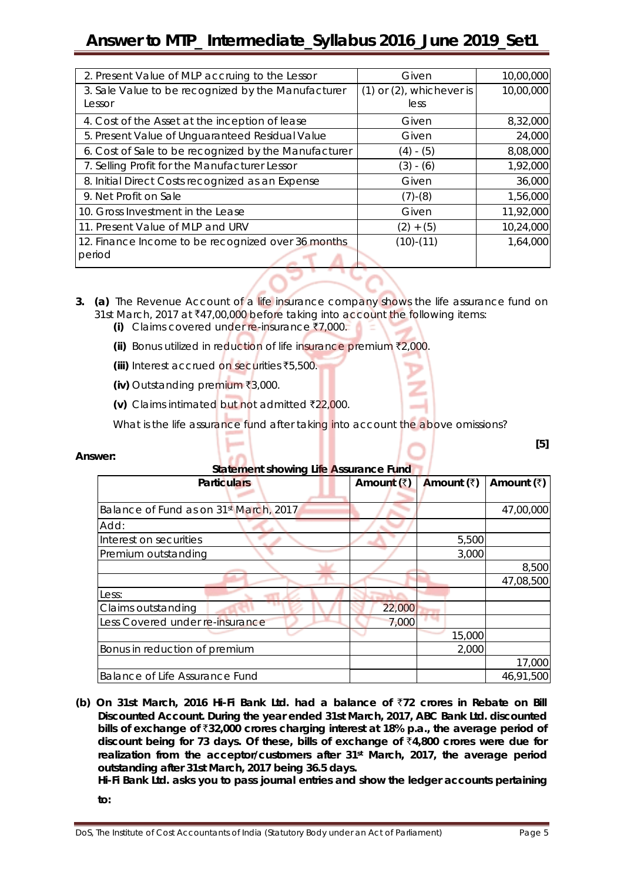| | | |
|---|---|---|
| 2. Present Value of MLP accruing to the Lessor | Given | 10,00,000 |
| 3. Sale Value to be recognized by the Manufacturer Lessor | (1) or (2), whichever is less | 10,00,000 |
| 4. Cost of the Asset at the inception of lease | Given | 8,32,000 |
| 5. Present Value of Unguaranteed Residual Value | Given | 24,000 |
| 6. Cost of Sale to be recognized by the Manufacturer | (4) - (5) | 8,08,000 |
| 7. Selling Profit for the Manufacturer Lessor | (3) - (6) | 1,92,000 |
| 8. Initial Direct Costs recognized as an Expense | Given | 36,000 |
| 9. Net Profit on Sale | (7)-(8) | 1,56,000 |
| 10. Gross Investment in the Lease | Given | 11,92,000 |
| 11. Present Value of MLP and URV | (2) + (5) | 10,24,000 |
| 12. Finance Income to be recognized over 36 months period | (10)-(11) | 1,64,000 |

**3. (a)** The Revenue Account of a life insurance company shows the life assurance fund on 31st March, 2017 at ₹47,00,000 before taking into account the following items:

**(i)** Claims covered under re-insurance ₹7,000.

**(ii)** Bonus utilized in reduction of life insurance premium ₹2,000.

**(iii)** Interest accrued on securities ₹5,500.

**(iv)** Outstanding premium ₹3,000.

**(v)** Claims intimated but not admitted ₹22,000.

What is the life assurance fund after taking into account the above omissions?

**[5]**

**Answer:**

**Statement showing Life Assurance Fund**

| Particulars | Amount (₹) | Amount (₹) | Amount (₹) |
|---|---|---|---|
| Balance of Fund as on 31st March, 2017 | | | 47,00,000 |
| Add: | | | |
| Interest on securities | | 5,500 | |
| Premium outstanding | | 3,000 | |
| | | | 8,500 |
| | | | 47,08,500 |
| Less: | | | |
| Claims outstanding | 22,000 | | |
| Less Covered under re-insurance | 7,000 | | |
| | | 15,000 | |
| Bonus in reduction of premium | | 2,000 | |
| | | | 17,000 |
| Balance of Life Assurance Fund | | | 46,91,500 |

**(b) On 31st March, 2016 Hi-Fi Bank Ltd. had a balance of ₹72 crores in Rebate on Bill Discounted Account. During the year ended 31st March, 2017, ABC Bank Ltd. discounted bills of exchange of ₹32,000 crores charging interest at 18% p.a., the average period of discount being for 73 days. Of these, bills of exchange of ₹4,800 crores were due for realization from the acceptor/customers after 31st March, 2017, the average period outstanding after 31st March, 2017 being 36.5 days.**

**Hi-Fi Bank Ltd. asks you to pass journal entries and show the ledger accounts pertaining to:**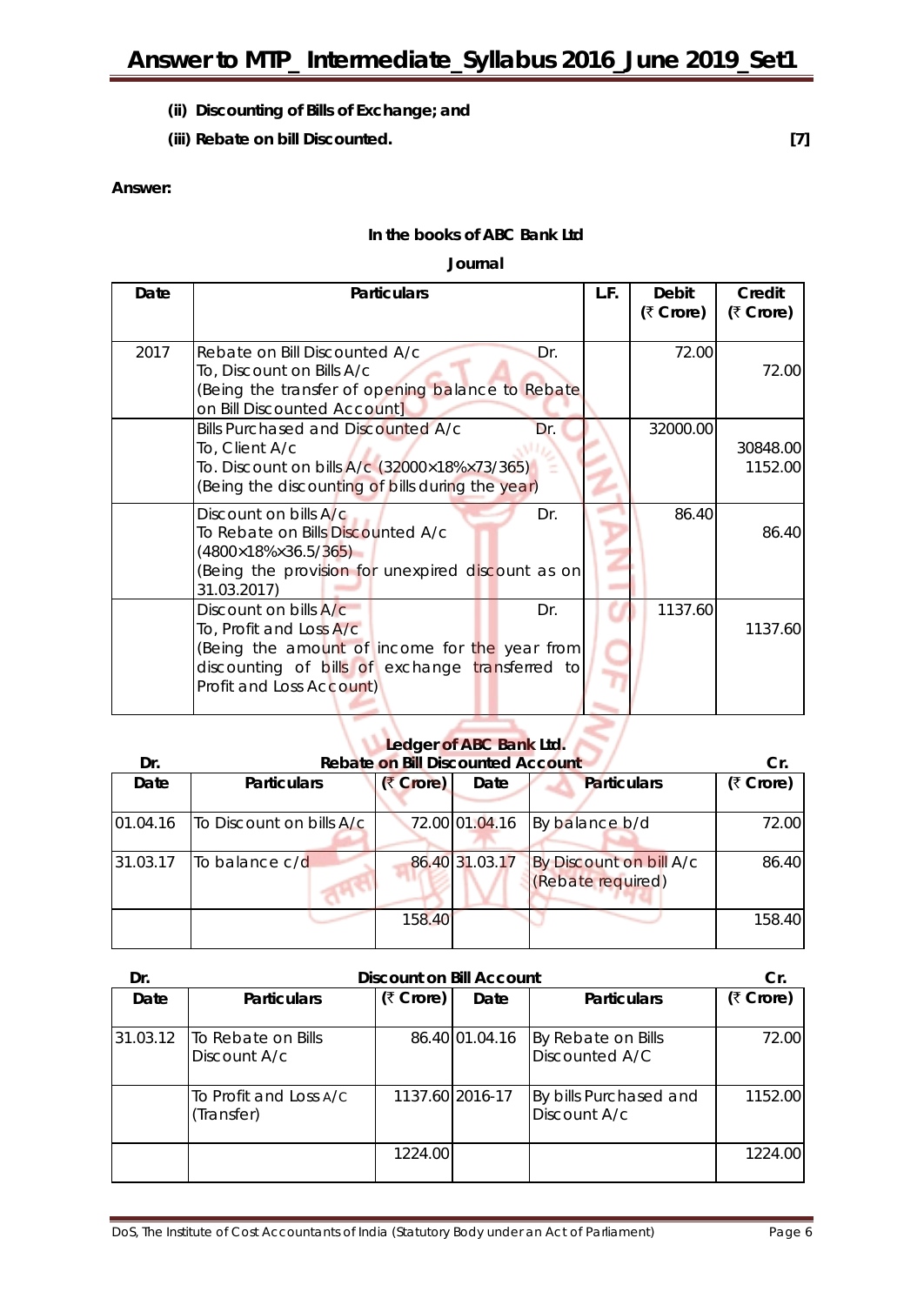**(ii) Discounting of Bills of Exchange; and**

**(iii) Rebate on bill Discounted.** **[7]**

**Answer:**

**In the books of ABC Bank Ltd**

**Journal**

| Date | Particulars | L.F. | Debit (₹ Crore) | Credit (₹ Crore) |
|---|---|---|---|---|
| 2017 | Rebate on Bill Discounted A/c Dr.<br>To, Discount on Bills A/c<br>(Being the transfer of opening balance to Rebate on Bill Discounted Account] | | 72.00 | 72.00 |
| | Bills Purchased and Discounted A/c Dr.<br>To, Client A/c<br>To. Discount on bills A/c (32000×18%×73/365)<br>(Being the discounting of bills during the year) | | 32000.00 | 30848.00<br>1152.00 |
| | Discount on bills A/c Dr.<br>To Rebate on Bills Discounted A/c<br>(4800×18%×36.5/365)<br>(Being the provision for unexpired discount as on 31.03.2017) | | 86.40 | 86.40 |
| | Discount on bills A/c Dr.<br>To, Profit and Loss A/c<br>(Being the amount of income for the year from discounting of bills of exchange transferred to Profit and Loss Account) | | 1137.60 | 1137.60 |

**Ledger of ABC Bank Ltd.**

**Dr. Rebate on Bill Discounted Account Cr.**

| Date | Particulars | (₹ Crore) | Date | Particulars | (₹ Crore) |
|---|---|---|---|---|---|
| 01.04.16 | To Discount on bills A/c | 72.00 | 01.04.16 | By balance b/d | 72.00 |
| 31.03.17 | To balance c/d | 86.40 | 31.03.17 | By Discount on bill A/c (Rebate required) | 86.40 |
| | | 158.40 | | | 158.40 |

**Dr. Discount on Bill Account Cr.**

| Date | Particulars | (₹ Crore) | Date | Particulars | (₹ Crore) |
|---|---|---|---|---|---|
| 31.03.12 | To Rebate on Bills Discount A/c | 86.40 | 01.04.16 | By Rebate on Bills Discounted A/C | 72.00 |
| | To Profit and Loss A/c (Transfer) | 1137.60 | 2016-17 | By bills Purchased and Discount A/c | 1152.00 |
| | | 1224.00 | | | 1224.00 |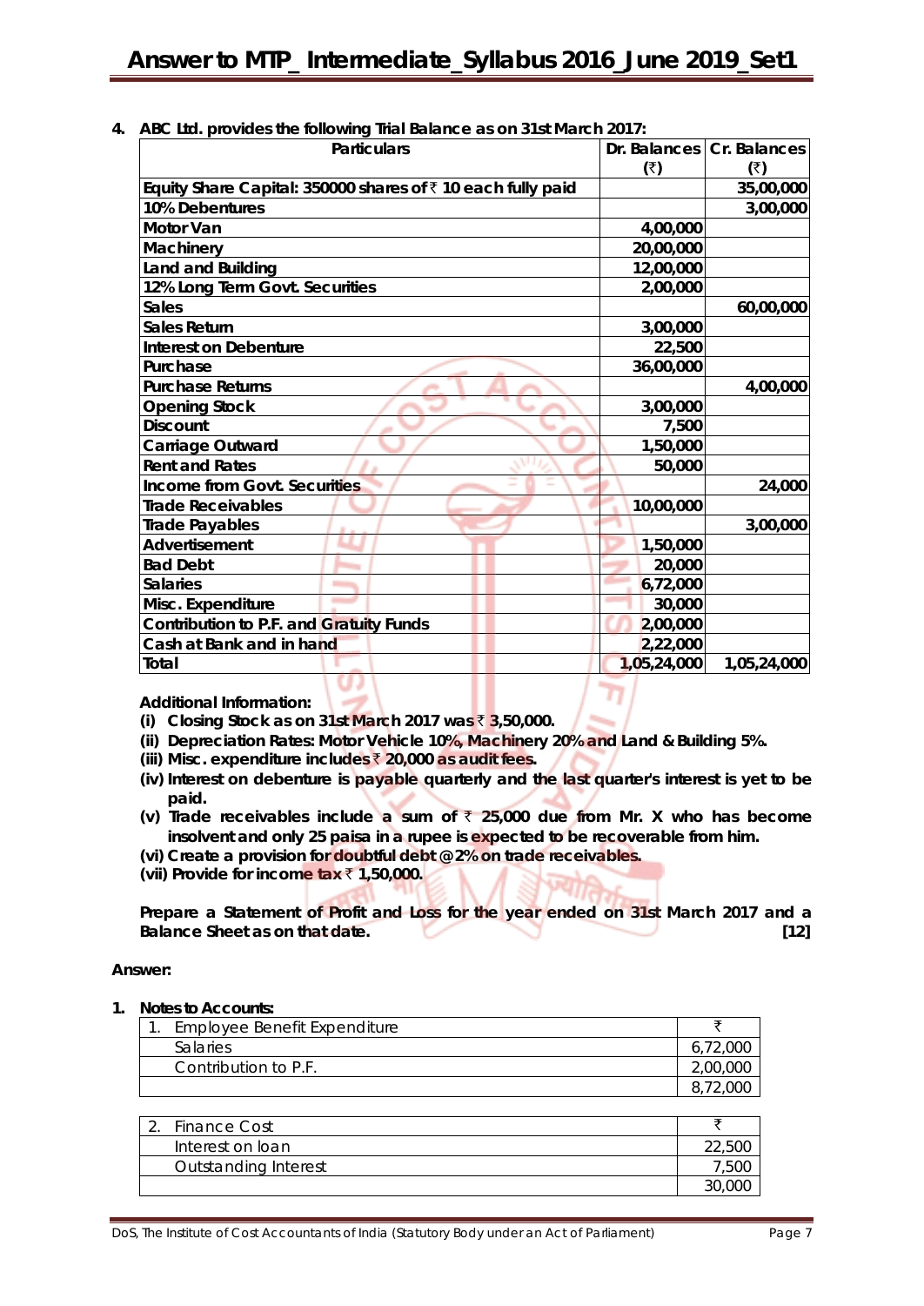4. **ABC Ltd. provides the following Trial Balance as on 31st March 2017:**

| Particulars | Dr. Balances (₹) | Cr. Balances (₹) |
|---|---|---|
| Equity Share Capital: 350000 shares of ₹ 10 each fully paid | | 35,00,000 |
| 10% Debentures | | 3,00,000 |
| Motor Van | 4,00,000 | |
| Machinery | 20,00,000 | |
| Land and Building | 12,00,000 | |
| 12% Long Term Govt. Securities | 2,00,000 | |
| Sales | | 60,00,000 |
| Sales Return | 3,00,000 | |
| Interest on Debenture | 22,500 | |
| Purchase | 36,00,000 | |
| Purchase Returns | | 4,00,000 |
| Opening Stock | 3,00,000 | |
| Discount | 7,500 | |
| Carriage Outward | 1,50,000 | |
| Rent and Rates | 50,000 | |
| Income from Govt. Securities | | 24,000 |
| Trade Receivables | 10,00,000 | |
| Trade Payables | | 3,00,000 |
| Advertisement | 1,50,000 | |
| Bad Debt | 20,000 | |
| Salaries | 6,72,000 | |
| Misc. Expenditure | 30,000 | |
| Contribution to P.F. and Gratuity Funds | 2,00,000 | |
| Cash at Bank and in hand | 2,22,000 | |
| Total | 1,05,24,000 | 1,05,24,000 |

**Additional Information:**

(i) **Closing Stock as on 31st March 2017 was ₹ 3,50,000.**

(ii) **Depreciation Rates: Motor Vehicle 10%, Machinery 20% and Land & Building 5%.**

(iii) **Misc. expenditure includes ₹ 20,000 as audit fees.**

(iv) **Interest on debenture is payable quarterly and the last quarter's interest is yet to be paid.**

(v) **Trade receivables include a sum of ₹ 25,000 due from Mr. X who has become insolvent and only 25 paisa in a rupee is expected to be recoverable from him.**

(vi) **Create a provision for doubtful debt @2% on trade receivables.**

(vii) **Provide for income tax ₹ 1,50,000.**

**Prepare a Statement of Profit and Loss for the year ended on 31st March 2017 and a Balance Sheet as on that date.** **[12]**

**Answer:**

1. **Notes to Accounts:**

| 1. Employee Benefit Expenditure | ₹ |
|---|---|
| Salaries | 6,72,000 |
| Contribution to P.F. | 2,00,000 |
| | 8,72,000 |

| 2. Finance Cost | ₹ |
|---|---|
| Interest on loan | 22,500 |
| Outstanding Interest | 7,500 |
| | 30,000 |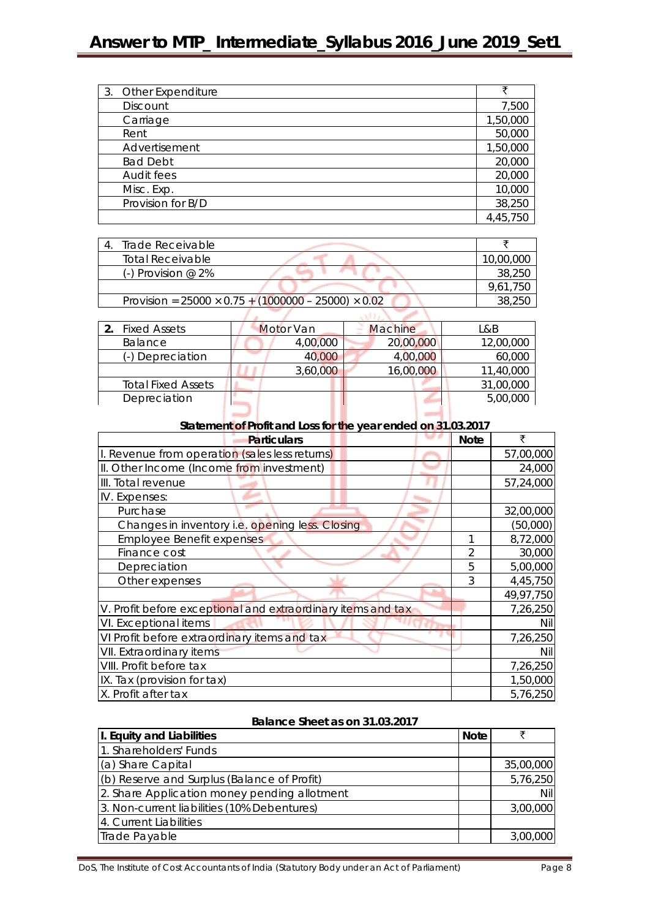| 3. Other Expenditure | ₹ |
|---|---|
| Discount | 7,500 |
| Carriage | 1,50,000 |
| Rent | 50,000 |
| Advertisement | 1,50,000 |
| Bad Debt | 20,000 |
| Audit fees | 20,000 |
| Misc. Exp. | 10,000 |
| Provision for B/D | 38,250 |
| | 4,45,750 |

| 4. Trade Receivable | ₹ |
|---|---|
| Total Receivable | 10,00,000 |
| (-) Provision @ 2% | 38,250 |
| | 9,61,750 |
| Provision = 25000 × 0.75 + (1000000 – 25000) × 0.02 | 38,250 |

| **2.** Fixed Assets | Motor Van | Machine | L&B |
|---|---|---|---|
| Balance | 4,00,000 | 20,00,000 | 12,00,000 |
| (-) Depreciation | 40,000 | 4,00,000 | 60,000 |
| | 3,60,000 | 16,00,000 | 11,40,000 |
| Total Fixed Assets | | | 31,00,000 |
| Depreciation | | | 5,00,000 |

**Statement of Profit and Loss for the year ended on 31.03.2017**

| Particulars | Note | ₹ |
|---|---|---|
| I. Revenue from operation (sales less returns) | | 57,00,000 |
| II. Other Income (Income from investment) | | 24,000 |
| III. Total revenue | | 57,24,000 |
| IV. Expenses: | | |
| Purchase | | 32,00,000 |
| Changes in inventory i.e. opening less. Closing | | (50,000) |
| Employee Benefit expenses | 1 | 8,72,000 |
| Finance cost | 2 | 30,000 |
| Depreciation | 5 | 5,00,000 |
| Other expenses | 3 | 4,45,750 |
| | | 49,97,750 |
| V. Profit before exceptional and extraordinary items and tax | | 7,26,250 |
| VI. Exceptional items | | Nil |
| VI Profit before extraordinary items and tax | | 7,26,250 |
| VII. Extraordinary items | | Nil |
| VIII. Profit before tax | | 7,26,250 |
| IX. Tax (provision for tax) | | 1,50,000 |
| X. Profit after tax | | 5,76,250 |

**Balance Sheet as on 31.03.2017**

| **I. Equity and Liabilities** | **Note** | ₹ |
|---|---|---|
| 1. Shareholders' Funds | | |
| (a) Share Capital | | 35,00,000 |
| (b) Reserve and Surplus (Balance of Profit) | | 5,76,250 |
| 2. Share Application money pending allotment | | Nil |
| 3. Non-current liabilities (10% Debentures) | | 3,00,000 |
| 4. Current Liabilities | | |
| Trade Payable | | 3,00,000 |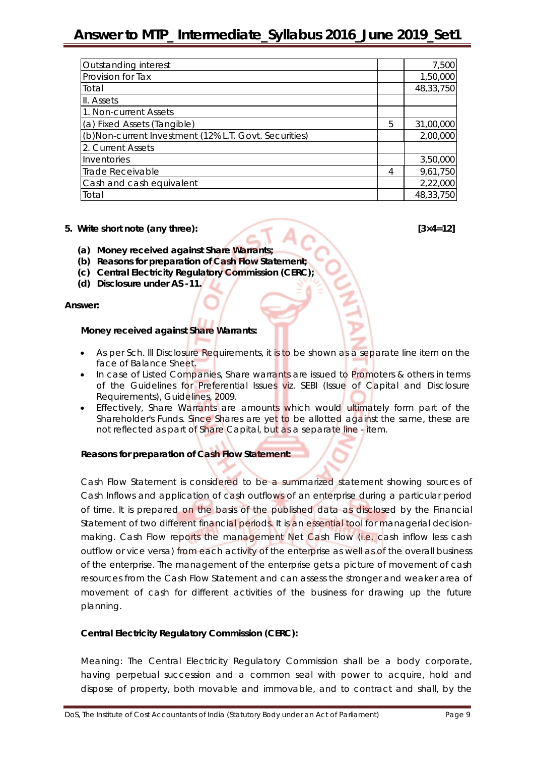| | | |
|---|---|---|
| Outstanding interest | | 7,500 |
| Provision for Tax | | 1,50,000 |
| Total | | 48,33,750 |
| II. Assets | | |
| 1. Non-current Assets | | |
| (a) Fixed Assets (Tangible) | 5 | 31,00,000 |
| (b)Non-current Investment (12% L.T. Govt. Securities) | | 2,00,000 |
| 2. Current Assets | | |
| Inventories | | 3,50,000 |
| Trade Receivable | 4 | 9,61,750 |
| Cash and cash equivalent | | 2,22,000 |
| Total | | 48,33,750 |

**5. Write short note (any three):** **[3×4=12]**

**(a) Money received against Share Warrants;**

**(b) Reasons for preparation of Cash Flow Statement;**

**(c) Central Electricity Regulatory Commission (CERC);**

**(d) Disclosure under AS -11.**

**Answer:**

**Money received against Share Warrants:**

- As per Sch. III Disclosure Requirements, it is to be shown as a separate line item on the face of Balance Sheet.
- In case of Listed Companies, Share warrants are issued to Promoters & others in terms of the Guidelines for Preferential Issues viz. SEBI (Issue of Capital and Disclosure Requirements), Guidelines, 2009.
- Effectively, Share Warrants are amounts which would ultimately form part of the Shareholder's Funds. Since Shares are yet to be allotted against the same, these are not reflected as part of Share Capital, but as a separate line - item.

**Reasons for preparation of Cash Flow Statement:**

Cash Flow Statement is considered to be a summarized statement showing sources of Cash Inflows and application of cash outflows of an enterprise during a particular period of time. It is prepared on the basis of the published data as disclosed by the Financial Statement of two different financial periods. It is an essential tool for managerial decision-making. Cash Flow reports the management Net Cash Flow (i.e. cash inflow less cash outflow or vice versa) from each activity of the enterprise as well as of the overall business of the enterprise. The management of the enterprise gets a picture of movement of cash resources from the Cash Flow Statement and can assess the stronger and weaker area of movement of cash for different activities of the business for drawing up the future planning.

**Central Electricity Regulatory Commission (CERC):**

Meaning: The Central Electricity Regulatory Commission shall be a body corporate, having perpetual succession and a common seal with power to acquire, hold and dispose of property, both movable and immovable, and to contract and shall, by the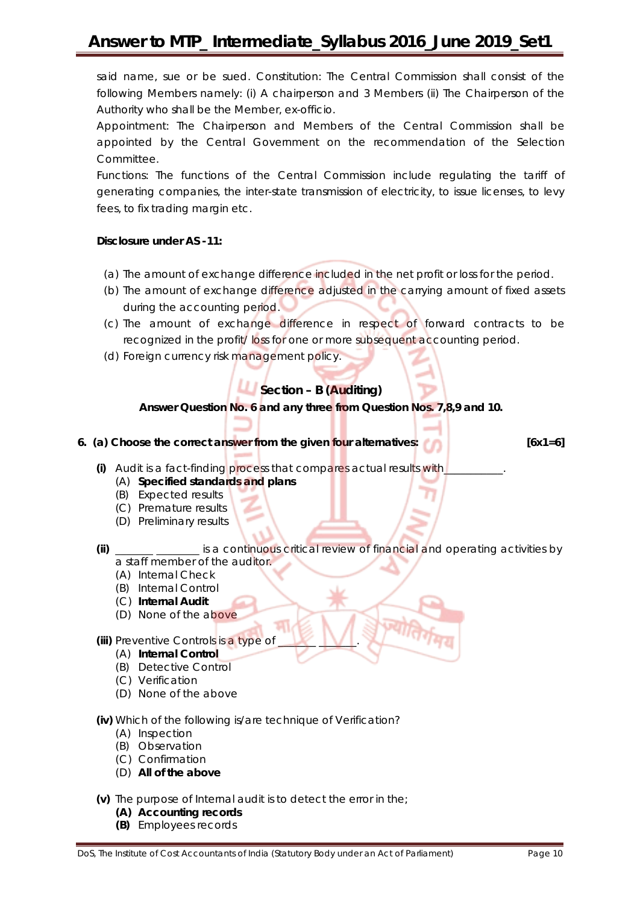said name, sue or be sued. Constitution: The Central Commission shall consist of the following Members namely: (i) A chairperson and 3 Members (ii) The Chairperson of the Authority who shall be the Member, ex-officio.

Appointment: The Chairperson and Members of the Central Commission shall be appointed by the Central Government on the recommendation of the Selection Committee.

Functions: The functions of the Central Commission include regulating the tariff of generating companies, the inter-state transmission of electricity, to issue licenses, to levy fees, to fix trading margin etc.

**Disclosure under AS -11:**

(a) The amount of exchange difference included in the net profit or loss for the period.

(b) The amount of exchange difference adjusted in the carrying amount of fixed assets during the accounting period.

(c) The amount of exchange difference in respect of forward contracts to be recognized in the profit/ loss for one or more subsequent accounting period.

(d) Foreign currency risk management policy.

## Section – B (Auditing)

**Answer Question No. 6 and any three from Question Nos. 7,8,9 and 10.**

**6. (a) Choose the correct answer from the given four alternatives:** **[6x1=6]**

**(i)** Audit is a fact-finding process that compares actual results with__________.

(A) **Specified standards and plans**
(B) Expected results
(C) Premature results
(D) Preliminary results

**(ii)** _______ ________ is a continuous critical review of financial and operating activities by a staff member of the auditor.

(A) Internal Check
(B) Internal Control
(C) **Internal Audit**
(D) None of the above

**(iii)** Preventive Controls is a type of ______ _______.

(A) **Internal Control**
(B) Detective Control
(C) Verification
(D) None of the above

**(iv)** Which of the following is/are technique of Verification?

(A) Inspection
(B) Observation
(C) Confirmation
(D) **All of the above**

**(v)** The purpose of Internal audit is to detect the error in the;

**(A) Accounting records**
**(B)** Employees records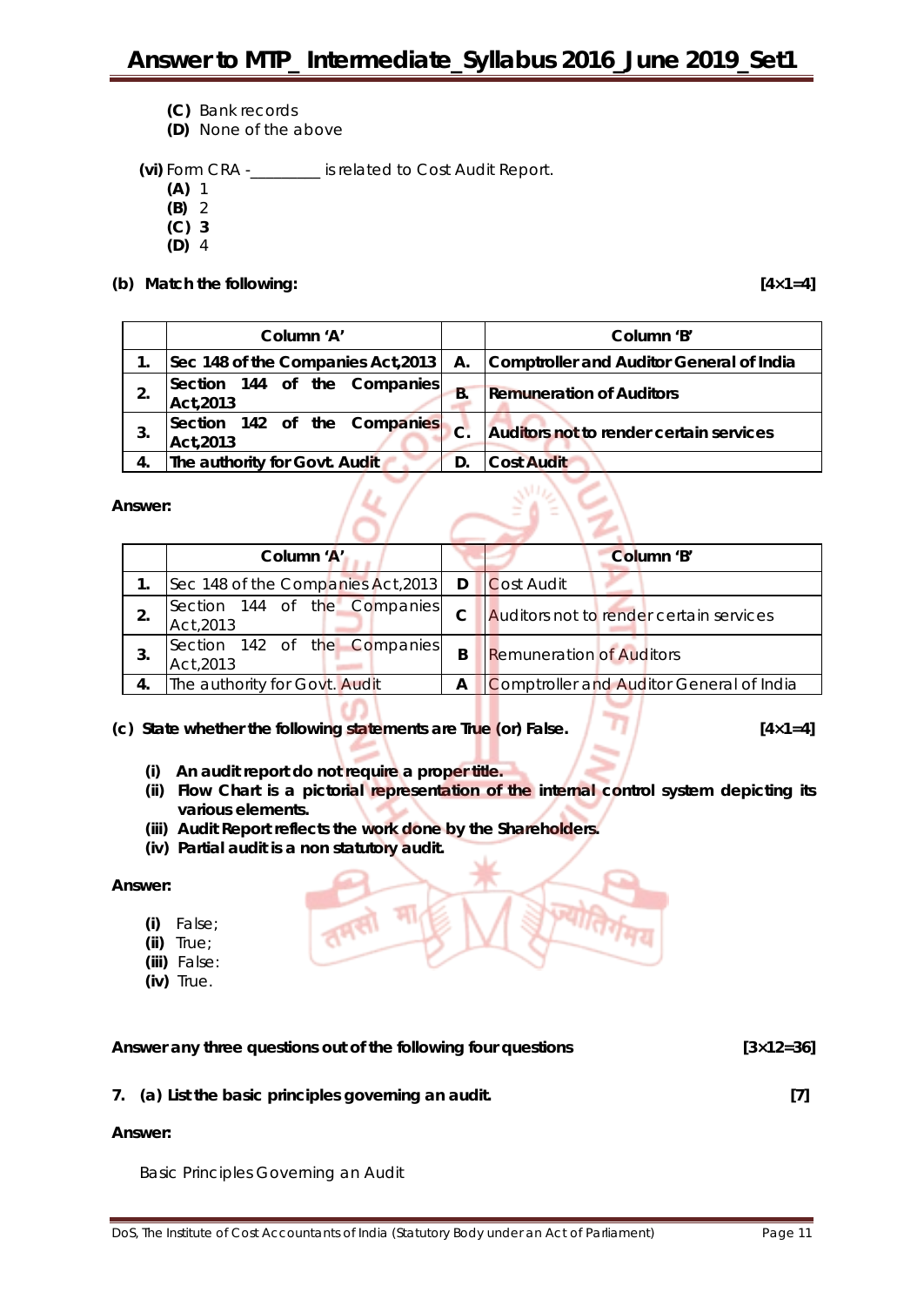(C) Bank records
(D) None of the above

(vi) Form CRA -________ is related to Cost Audit Report.
(A) 1
(B) 2
(C) 3
(D) 4

**(b) Match the following:** **[4×1=4]**

| | Column 'A' | | Column 'B' |
|---|---|---|---|
| **1.** | **Sec 148 of the Companies Act,2013** | **A.** | **Comptroller and Auditor General of India** |
| **2.** | **Section 144 of the Companies Act,2013** | **B.** | **Remuneration of Auditors** |
| **3.** | **Section 142 of the Companies Act,2013** | **C.** | **Auditors not to render certain services** |
| **4.** | **The authority for Govt. Audit** | **D.** | **Cost Audit** |

**Answer:**

| | Column 'A' | | Column 'B' |
|---|---|---|---|
| **1.** | Sec 148 of the Companies Act,2013 | D | Cost Audit |
| **2.** | Section 144 of the Companies Act,2013 | C | Auditors not to render certain services |
| **3.** | Section 142 of the Companies Act,2013 | B | Remuneration of Auditors |
| **4.** | The authority for Govt. Audit | A | Comptroller and Auditor General of India |

**(c) State whether the following statements are True (or) False.** **[4×1=4]**

**(i) An audit report do not require a proper title.**
**(ii) Flow Chart is a pictorial representation of the internal control system depicting its various elements.**
**(iii) Audit Report reflects the work done by the Shareholders.**
**(iv) Partial audit is a non statutory audit.**

**Answer:**

(i) False;
(ii) True;
(iii) False:
(iv) True.

**Answer any three questions out of the following four questions** **[3×12=36]**

**7. (a) List the basic principles governing an audit.** **[7]**

**Answer:**

Basic Principles Governing an Audit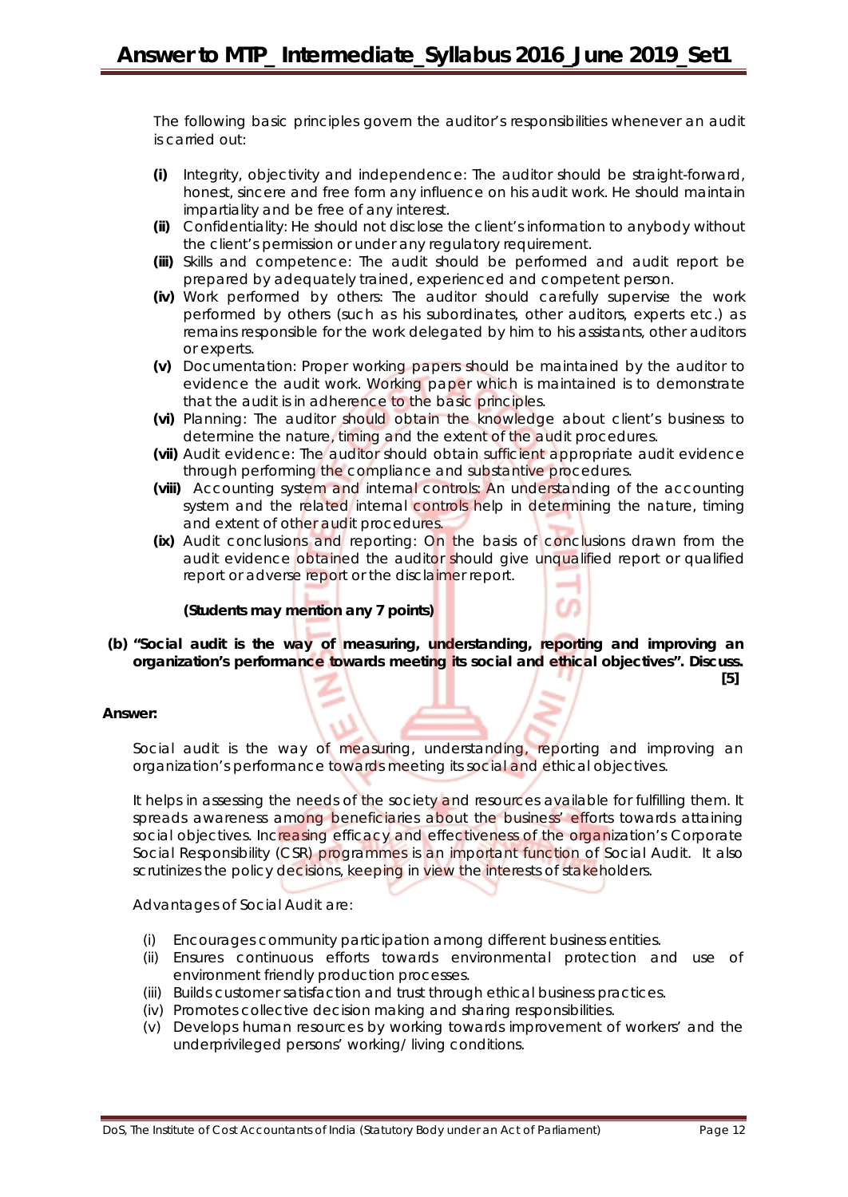The following basic principles govern the auditor's responsibilities whenever an audit is carried out:

- **(i)** Integrity, objectivity and independence: The auditor should be straight-forward, honest, sincere and free form any influence on his audit work. He should maintain impartiality and be free of any interest.
- **(ii)** Confidentiality: He should not disclose the client's information to anybody without the client's permission or under any regulatory requirement.
- **(iii)** Skills and competence: The audit should be performed and audit report be prepared by adequately trained, experienced and competent person.
- **(iv)** Work performed by others: The auditor should carefully supervise the work performed by others (such as his subordinates, other auditors, experts etc.) as remains responsible for the work delegated by him to his assistants, other auditors or experts.
- **(v)** Documentation: Proper working papers should be maintained by the auditor to evidence the audit work. Working paper which is maintained is to demonstrate that the audit is in adherence to the basic principles.
- **(vi)** Planning: The auditor should obtain the knowledge about client's business to determine the nature, timing and the extent of the audit procedures.
- **(vii)** Audit evidence: The auditor should obtain sufficient appropriate audit evidence through performing the compliance and substantive procedures.
- **(viii)** Accounting system and internal controls: An understanding of the accounting system and the related internal controls help in determining the nature, timing and extent of other audit procedures.
- **(ix)** Audit conclusions and reporting: On the basis of conclusions drawn from the audit evidence obtained the auditor should give unqualified report or qualified report or adverse report or the disclaimer report.

**(Students may mention any 7 points)**

**(b) "Social audit is the way of measuring, understanding, reporting and improving an organization's performance towards meeting its social and ethical objectives". Discuss. [5]**

**Answer:**

Social audit is the way of measuring, understanding, reporting and improving an organization's performance towards meeting its social and ethical objectives.

It helps in assessing the needs of the society and resources available for fulfilling them. It spreads awareness among beneficiaries about the business' efforts towards attaining social objectives. Increasing efficacy and effectiveness of the organization's Corporate Social Responsibility (CSR) programmes is an important function of Social Audit. It also scrutinizes the policy decisions, keeping in view the interests of stakeholders.

Advantages of Social Audit are:

- (i) Encourages community participation among different business entities.
- (ii) Ensures continuous efforts towards environmental protection and use of environment friendly production processes.
- (iii) Builds customer satisfaction and trust through ethical business practices.
- (iv) Promotes collective decision making and sharing responsibilities.
- (v) Develops human resources by working towards improvement of workers' and the underprivileged persons' working/ living conditions.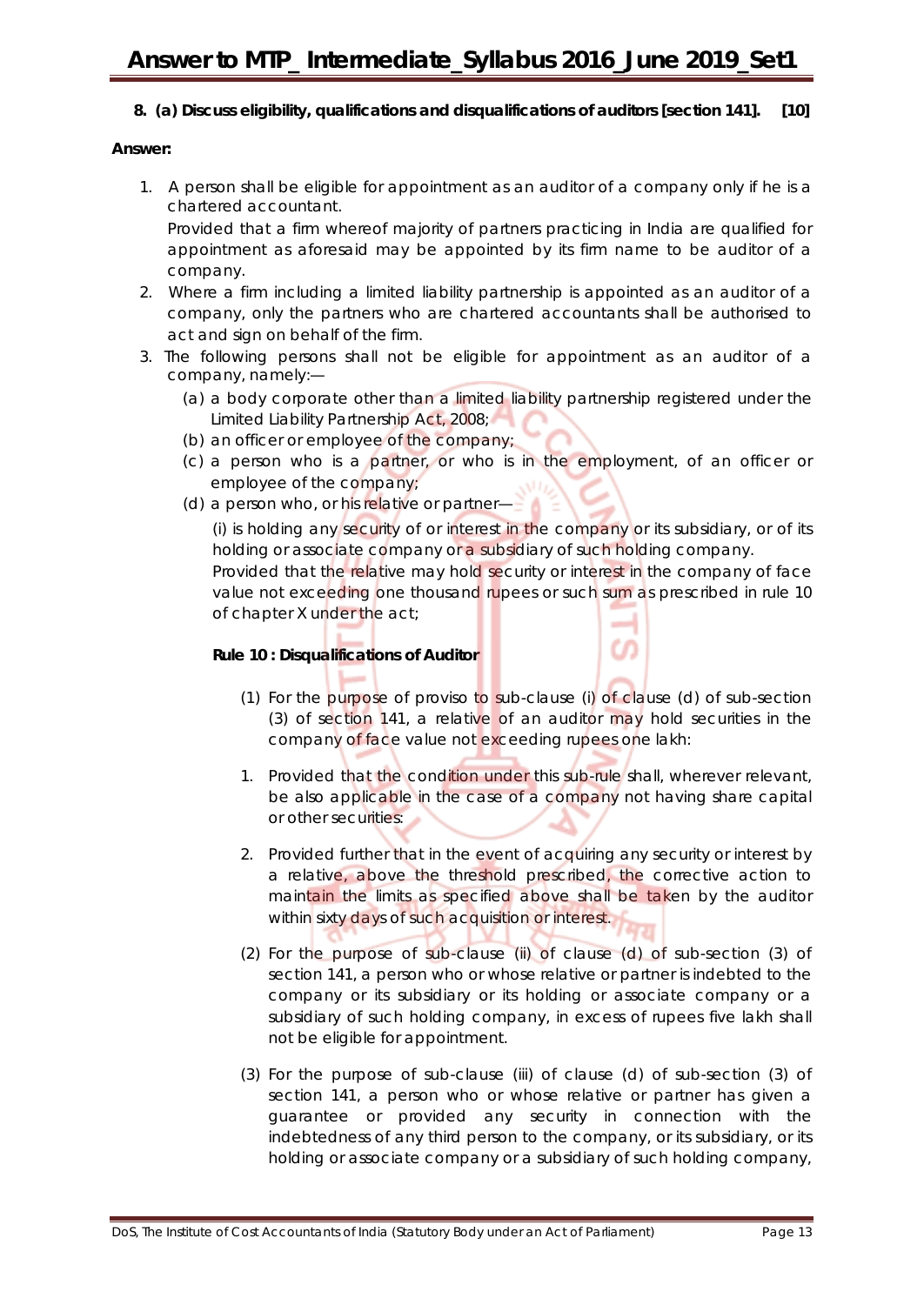**8. (a) Discuss eligibility, qualifications and disqualifications of auditors [section 141]. [10]**

**Answer:**

1. A person shall be eligible for appointment as an auditor of a company only if he is a chartered accountant.

   Provided that a firm whereof majority of partners practicing in India are qualified for appointment as aforesaid may be appointed by its firm name to be auditor of a company.

2. Where a firm including a limited liability partnership is appointed as an auditor of a company, only the partners who are chartered accountants shall be authorised to act and sign on behalf of the firm.

3. The following persons shall not be eligible for appointment as an auditor of a company, namely:—

   (a) a body corporate other than a limited liability partnership registered under the Limited Liability Partnership Act, 2008;

   (b) an officer or employee of the company;

   (c) a person who is a partner, or who is in the employment, of an officer or employee of the company;

   (d) a person who, or his relative or partner—

   (i) is holding any security of or interest in the company or its subsidiary, or of its holding or associate company or a subsidiary of such holding company.

   Provided that the relative may hold security or interest in the company of face value not exceeding one thousand rupees or such sum as prescribed in rule 10 of chapter X under the act;

   **Rule 10 : Disqualifications of Auditor**

   (1) For the purpose of proviso to sub-clause (i) of clause (d) of sub-section (3) of section 141, a relative of an auditor may hold securities in the company of face value not exceeding rupees one lakh:

   1. Provided that the condition under this sub-rule shall, wherever relevant, be also applicable in the case of a company not having share capital or other securities:

   2. Provided further that in the event of acquiring any security or interest by a relative, above the threshold prescribed, the corrective action to maintain the limits as specified above shall be taken by the auditor within sixty days of such acquisition or interest.

   (2) For the purpose of sub-clause (ii) of clause (d) of sub-section (3) of section 141, a person who or whose relative or partner is indebted to the company or its subsidiary or its holding or associate company or a subsidiary of such holding company, in excess of rupees five lakh shall not be eligible for appointment.

   (3) For the purpose of sub-clause (iii) of clause (d) of sub-section (3) of section 141, a person who or whose relative or partner has given a guarantee or provided any security in connection with the indebtedness of any third person to the company, or its subsidiary, or its holding or associate company or a subsidiary of such holding company,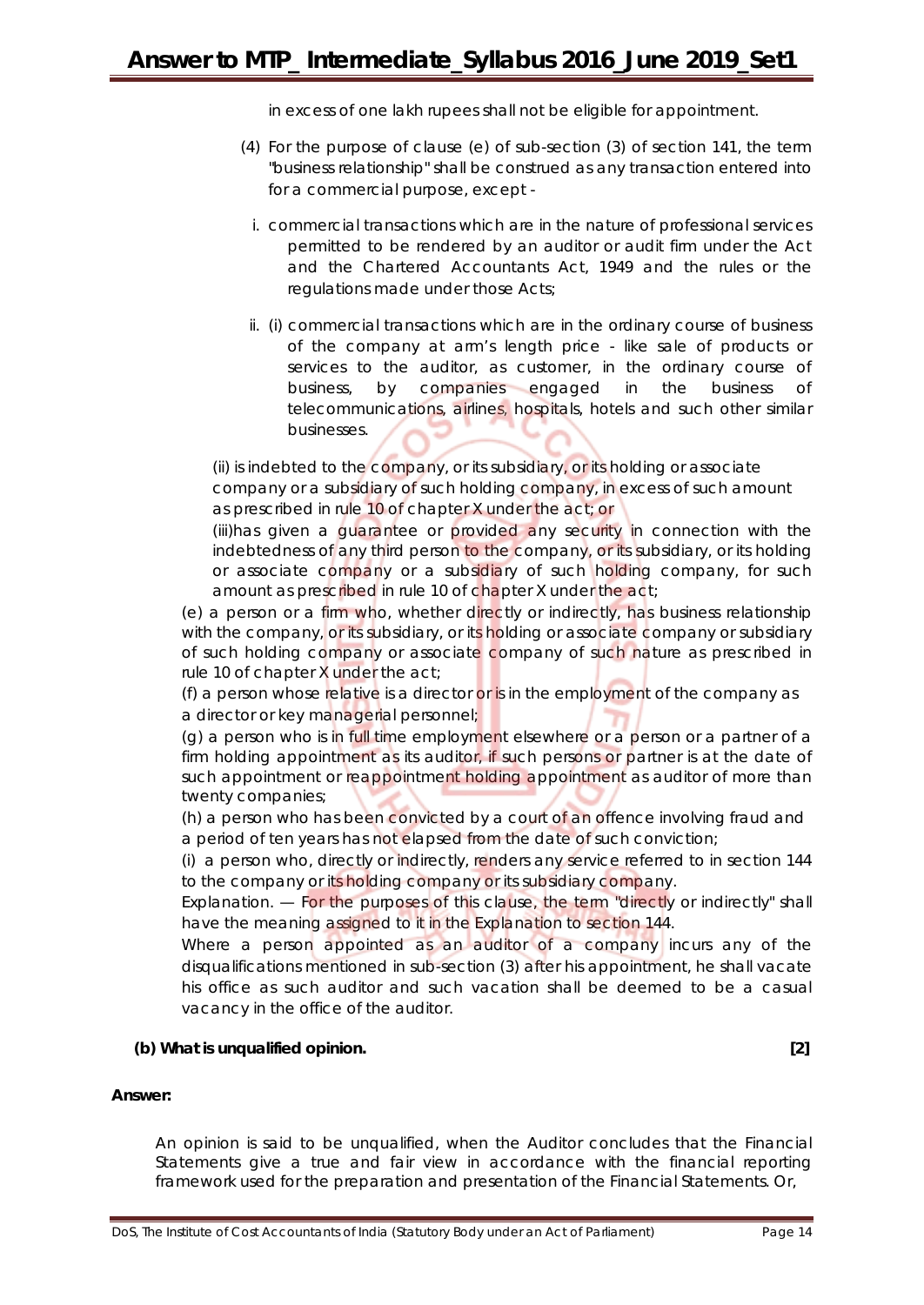in excess of one lakh rupees shall not be eligible for appointment.

(4) For the purpose of clause (e) of sub-section (3) of section 141, the term "business relationship" shall be construed as any transaction entered into for a commercial purpose, except -

i. commercial transactions which are in the nature of professional services permitted to be rendered by an auditor or audit firm under the Act and the Chartered Accountants Act, 1949 and the rules or the regulations made under those Acts;

ii. (i) commercial transactions which are in the ordinary course of business of the company at arm's length price - like sale of products or services to the auditor, as customer, in the ordinary course of business, by companies engaged in the business of telecommunications, airlines, hospitals, hotels and such other similar businesses.

(ii) is indebted to the company, or its subsidiary, or its holding or associate company or a subsidiary of such holding company, in excess of such amount as prescribed in rule 10 of chapter X under the act; or

(iii)has given a guarantee or provided any security in connection with the indebtedness of any third person to the company, or its subsidiary, or its holding or associate company or a subsidiary of such holding company, for such amount as prescribed in rule 10 of chapter X under the act;

(e) a person or a firm who, whether directly or indirectly, has business relationship with the company, or its subsidiary, or its holding or associate company or subsidiary of such holding company or associate company of such nature as prescribed in rule 10 of chapter X under the act;

(f) a person whose relative is a director or is in the employment of the company as a director or key managerial personnel;

(g) a person who is in full time employment elsewhere or a person or a partner of a firm holding appointment as its auditor, if such persons or partner is at the date of such appointment or reappointment holding appointment as auditor of more than twenty companies;

(h) a person who has been convicted by a court of an offence involving fraud and a period of ten years has not elapsed from the date of such conviction;

(i) a person who, directly or indirectly, renders any service referred to in section 144 to the company or its holding company or its subsidiary company.

Explanation. — For the purposes of this clause, the term "directly or indirectly" shall have the meaning assigned to it in the Explanation to section 144.

Where a person appointed as an auditor of a company incurs any of the disqualifications mentioned in sub-section (3) after his appointment, he shall vacate his office as such auditor and such vacation shall be deemed to be a casual vacancy in the office of the auditor.

**(b) What is unqualified opinion.** **[2]**

**Answer:**

An opinion is said to be unqualified, when the Auditor concludes that the Financial Statements give a true and fair view in accordance with the financial reporting framework used for the preparation and presentation of the Financial Statements. Or,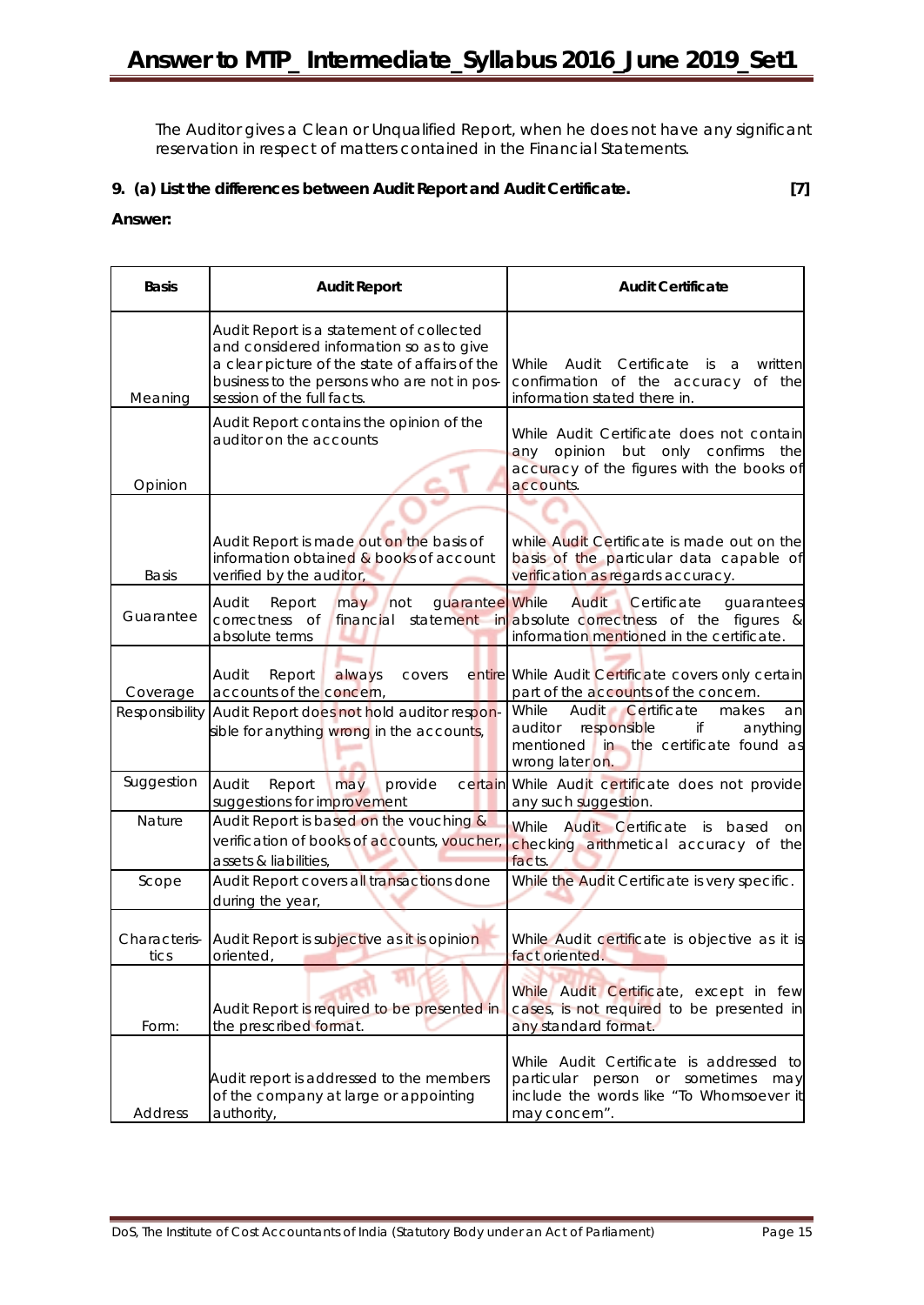The Auditor gives a Clean or Unqualified Report, when he does not have any significant reservation in respect of matters contained in the Financial Statements.

**9. (a) List the differences between Audit Report and Audit Certificate.** **[7]**

**Answer:**

| Basis | Audit Report | Audit Certificate |
|---|---|---|
| Meaning | Audit Report is a statement of collected and considered information so as to give a clear picture of the state of affairs of the business to the persons who are not in possession of the full facts. | While Audit Certificate is a written confirmation of the accuracy of the information stated there in. |
| Opinion | Audit Report contains the opinion of the auditor on the accounts | While Audit Certificate does not contain any opinion but only confirms the accuracy of the figures with the books of accounts. |
| Basis | Audit Report is made out on the basis of information obtained & books of account verified by the auditor, | while Audit Certificate is made out on the basis of the particular data capable of verification as regards accuracy. |
| Guarantee | Audit Report may not guarantee correctness of financial statement in absolute terms | While Audit Certificate guarantees absolute correctness of the figures & information mentioned in the certificate. |
| Coverage | Audit Report always covers entire accounts of the concern, | While Audit Certificate covers only certain part of the accounts of the concern. |
| Responsibility | Audit Report does not hold auditor responsible for anything wrong in the accounts, | While Audit Certificate makes an auditor responsible if anything mentioned in the certificate found as wrong later on. |
| Suggestion | Audit Report may provide certain suggestions for improvement | While Audit certificate does not provide any such suggestion. |
| Nature | Audit Report is based on the vouching & verification of books of accounts, voucher, assets & liabilities, | While Audit Certificate is based on checking arithmetical accuracy of the facts. |
| Scope | Audit Report covers all transactions done during the year, | While the Audit Certificate is very specific. |
| Characteristics | Audit Report is subjective as it is opinion oriented, | While Audit certificate is objective as it is fact oriented. |
| Form: | Audit Report is required to be presented in the prescribed format. | While Audit Certificate, except in few cases, is not required to be presented in any standard format. |
| Address | Audit report is addressed to the members of the company at large or appointing authority, | While Audit Certificate is addressed to particular person or sometimes may include the words like "To Whomsoever it may concern". |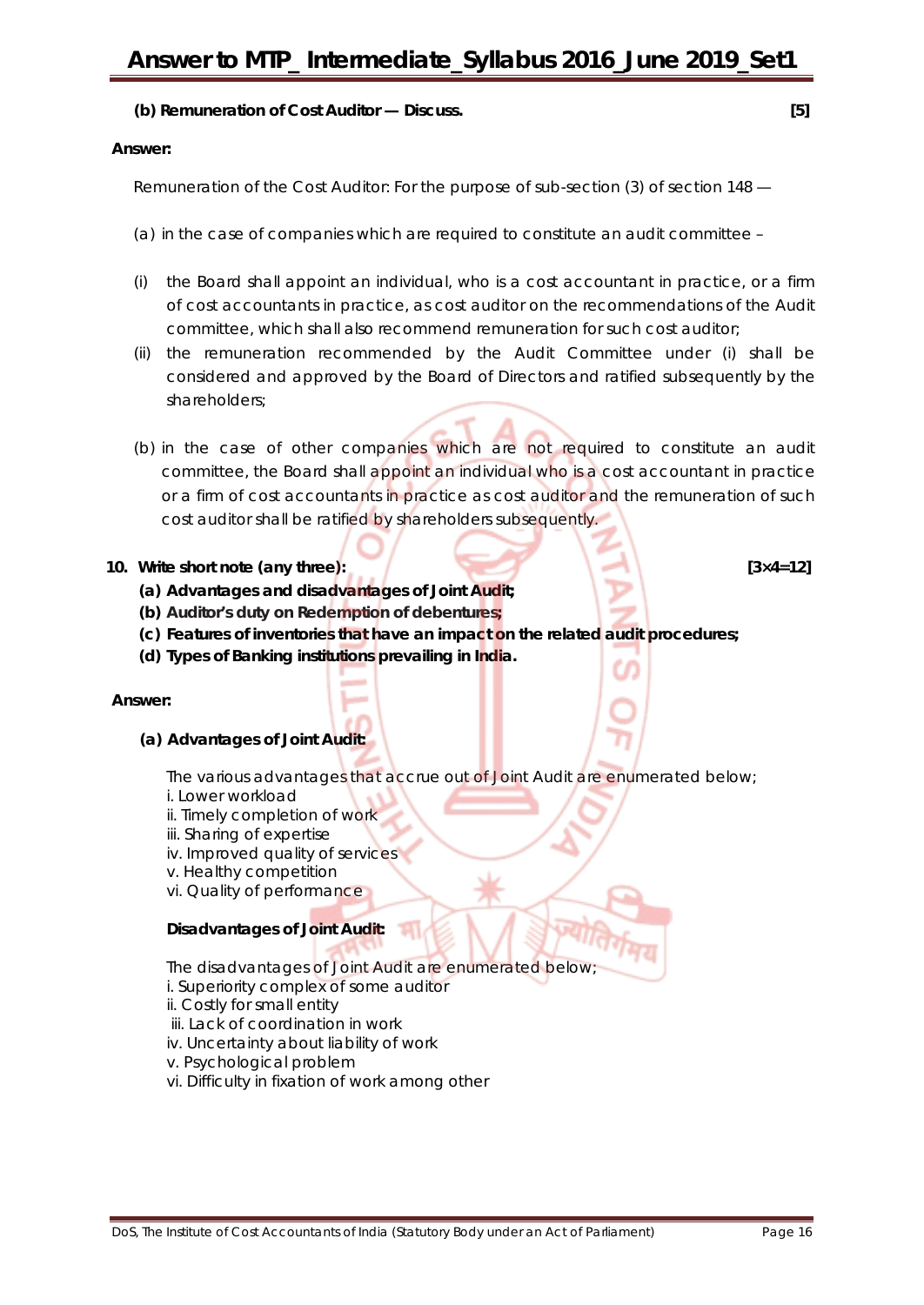**(b) Remuneration of Cost Auditor — Discuss.** **[5]**

**Answer:**

Remuneration of the Cost Auditor: For the purpose of sub-section (3) of section 148 —

(a) in the case of companies which are required to constitute an audit committee –

(i) the Board shall appoint an individual, who is a cost accountant in practice, or a firm of cost accountants in practice, as cost auditor on the recommendations of the Audit committee, which shall also recommend remuneration for such cost auditor;

(ii) the remuneration recommended by the Audit Committee under (i) shall be considered and approved by the Board of Directors and ratified subsequently by the shareholders;

(b) in the case of other companies which are not required to constitute an audit committee, the Board shall appoint an individual who is a cost accountant in practice or a firm of cost accountants in practice as cost auditor and the remuneration of such cost auditor shall be ratified by shareholders subsequently.

**10. Write short note (any three):** **[3×4=12]**

**(a) Advantages and disadvantages of Joint Audit;**

**(b) Auditor's duty on Redemption of debentures;**

**(c) Features of inventories that have an impact on the related audit procedures;**

**(d) Types of Banking institutions prevailing in India.**

**Answer:**

**(a) Advantages of Joint Audit:**

The various advantages that accrue out of Joint Audit are enumerated below;

i. Lower workload
ii. Timely completion of work
iii. Sharing of expertise
iv. Improved quality of services
v. Healthy competition
vi. Quality of performance

**Disadvantages of Joint Audit:**

The disadvantages of Joint Audit are enumerated below;

i. Superiority complex of some auditor
ii. Costly for small entity
iii. Lack of coordination in work
iv. Uncertainty about liability of work
v. Psychological problem
vi. Difficulty in fixation of work among other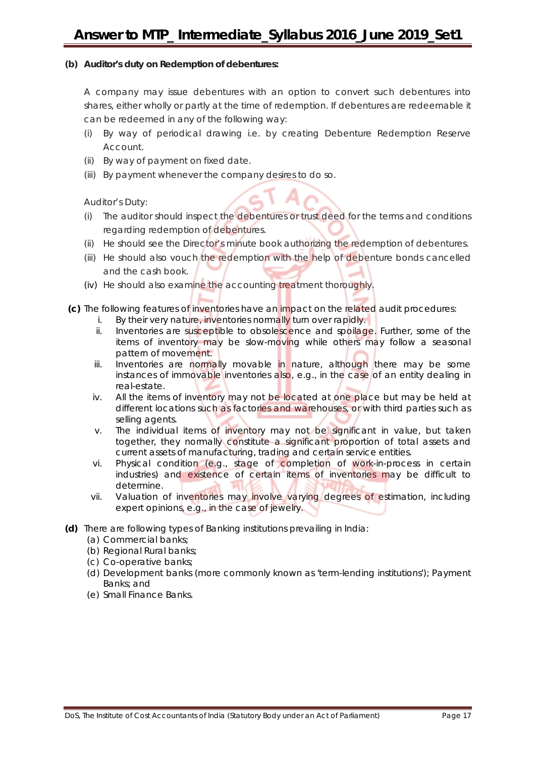**(b) Auditor's duty on Redemption of debentures:**

A company may issue debentures with an option to convert such debentures into shares, either wholly or partly at the time of redemption. If debentures are redeemable it can be redeemed in any of the following way:

(i) By way of periodical drawing i.e. by creating Debenture Redemption Reserve Account.

(ii) By way of payment on fixed date.

(iii) By payment whenever the company desires to do so.

Auditor's Duty:

(i) The auditor should inspect the debentures or trust deed for the terms and conditions regarding redemption of debentures.

(ii) He should see the Director's minute book authorizing the redemption of debentures.

(iii) He should also vouch the redemption with the help of debenture bonds cancelled and the cash book.

(iv) He should also examine the accounting treatment thoroughly.

**(c)** The following features of inventories have an impact on the related audit procedures:

i. By their very nature, inventories normally turn over rapidly.

ii. Inventories are susceptible to obsolescence and spoilage. Further, some of the items of inventory may be slow-moving while others may follow a seasonal pattern of movement.

iii. Inventories are normally movable in nature, although there may be some instances of immovable inventories also, e.g., in the case of an entity dealing in real-estate.

iv. All the items of inventory may not be located at one place but may be held at different locations such as factories and warehouses, or with third parties such as selling agents.

v. The individual items of inventory may not be significant in value, but taken together, they normally constitute a significant proportion of total assets and current assets of manufacturing, trading and certain service entities.

vi. Physical condition (e.g., stage of completion of work-in-process in certain industries) and existence of certain items of inventories may be difficult to determine.

vii. Valuation of inventories may involve varying degrees of estimation, including expert opinions, e.g., in the case of jewelry.

**(d)** There are following types of Banking institutions prevailing in India:

(a) Commercial banks;

(b) Regional Rural banks;

(c) Co-operative banks;

(d) Development banks (more commonly known as 'term-lending institutions'); Payment Banks; and

(e) Small Finance Banks.